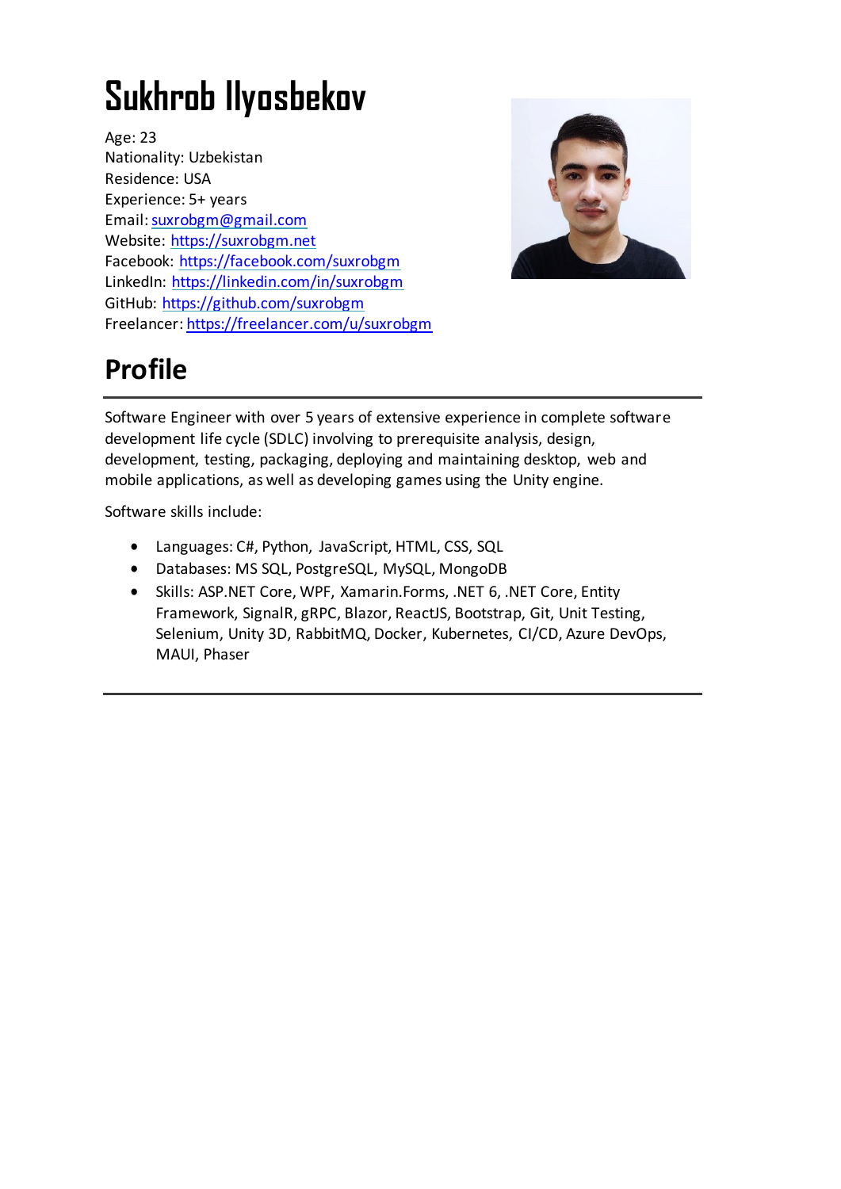# Sukhrob Ilyosbekov

Age: 23
Nationality: Uzbekistan
Residence: USA
Experience: 5+ years
Email: suxrobgm@gmail.com
Website: https://suxrobgm.net
Facebook: https://facebook.com/suxrobgm
LinkedIn: https://linkedin.com/in/suxrobgm
GitHub: https://github.com/suxrobgm
Freelancer: https://freelancer.com/u/suxrobgm

## Profile

Software Engineer with over 5 years of extensive experience in complete software development life cycle (SDLC) involving to prerequisite analysis, design, development, testing, packaging, deploying and maintaining desktop, web and mobile applications, as well as developing games using the Unity engine.

Software skills include:

- Languages: C#, Python, JavaScript, HTML, CSS, SQL
- Databases: MS SQL, PostgreSQL, MySQL, MongoDB
- Skills: ASP.NET Core, WPF, Xamarin.Forms, .NET 6, .NET Core, Entity Framework, SignalR, gRPC, Blazor, ReactJS, Bootstrap, Git, Unit Testing, Selenium, Unity 3D, RabbitMQ, Docker, Kubernetes, CI/CD, Azure DevOps, MAUI, Phaser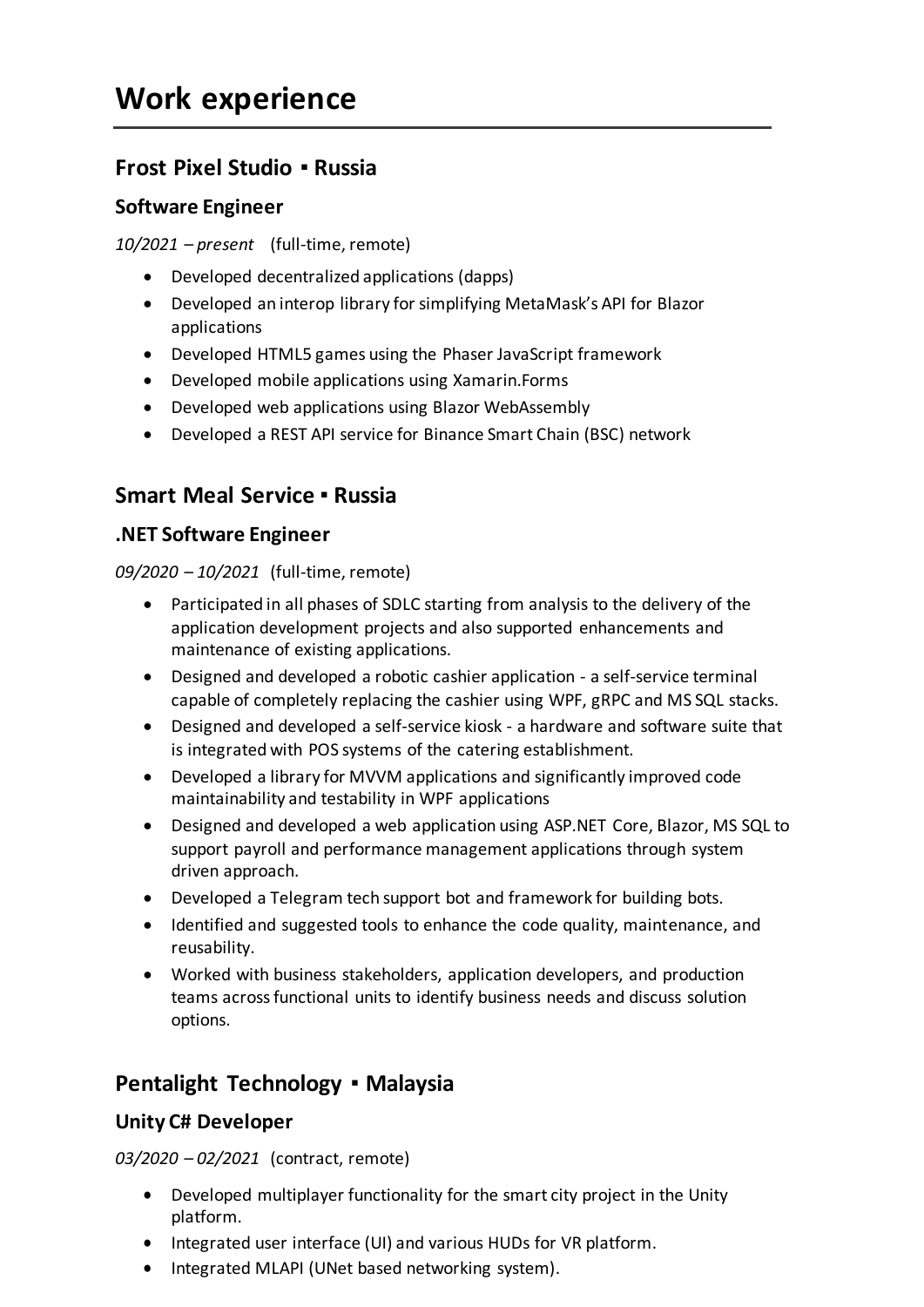# Work experience

## Frost Pixel Studio ▪ Russia

### Software Engineer

*10/2021 – present* (full-time, remote)

- Developed decentralized applications (dapps)
- Developed an interop library for simplifying MetaMask's API for Blazor applications
- Developed HTML5 games using the Phaser JavaScript framework
- Developed mobile applications using Xamarin.Forms
- Developed web applications using Blazor WebAssembly
- Developed a REST API service for Binance Smart Chain (BSC) network

## Smart Meal Service ▪ Russia

### .NET Software Engineer

*09/2020 – 10/2021* (full-time, remote)

- Participated in all phases of SDLC starting from analysis to the delivery of the application development projects and also supported enhancements and maintenance of existing applications.
- Designed and developed a robotic cashier application - a self-service terminal capable of completely replacing the cashier using WPF, gRPC and MS SQL stacks.
- Designed and developed a self-service kiosk - a hardware and software suite that is integrated with POS systems of the catering establishment.
- Developed a library for MVVM applications and significantly improved code maintainability and testability in WPF applications
- Designed and developed a web application using ASP.NET Core, Blazor, MS SQL to support payroll and performance management applications through system driven approach.
- Developed a Telegram tech support bot and framework for building bots.
- Identified and suggested tools to enhance the code quality, maintenance, and reusability.
- Worked with business stakeholders, application developers, and production teams across functional units to identify business needs and discuss solution options.

## Pentalight Technology ▪ Malaysia

### Unity C# Developer

*03/2020 – 02/2021* (contract, remote)

- Developed multiplayer functionality for the smart city project in the Unity platform.
- Integrated user interface (UI) and various HUDs for VR platform.
- Integrated MLAPI (UNet based networking system).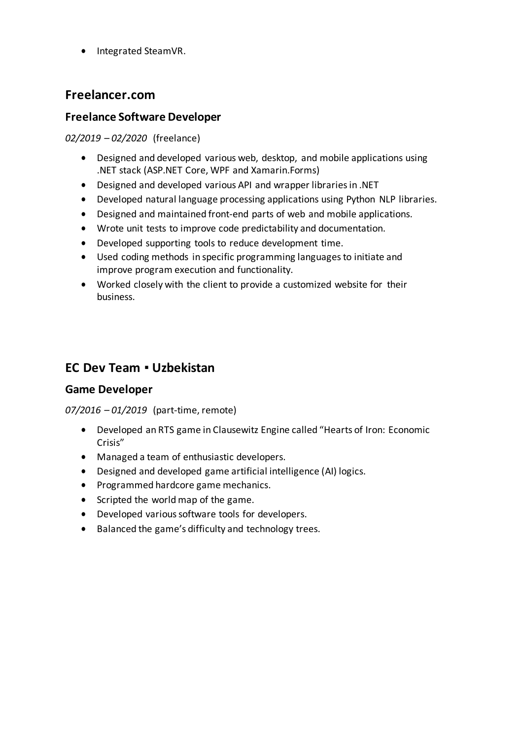- Integrated SteamVR.

## Freelancer.com

### Freelance Software Developer

*02/2019 – 02/2020* (freelance)

- Designed and developed various web, desktop, and mobile applications using .NET stack (ASP.NET Core, WPF and Xamarin.Forms)
- Designed and developed various API and wrapper libraries in .NET
- Developed natural language processing applications using Python NLP libraries.
- Designed and maintained front-end parts of web and mobile applications.
- Wrote unit tests to improve code predictability and documentation.
- Developed supporting tools to reduce development time.
- Used coding methods in specific programming languages to initiate and improve program execution and functionality.
- Worked closely with the client to provide a customized website for their business.

## EC Dev Team ▪ Uzbekistan

### Game Developer

*07/2016 – 01/2019* (part-time, remote)

- Developed an RTS game in Clausewitz Engine called "Hearts of Iron: Economic Crisis"
- Managed a team of enthusiastic developers.
- Designed and developed game artificial intelligence (AI) logics.
- Programmed hardcore game mechanics.
- Scripted the world map of the game.
- Developed various software tools for developers.
- Balanced the game's difficulty and technology trees.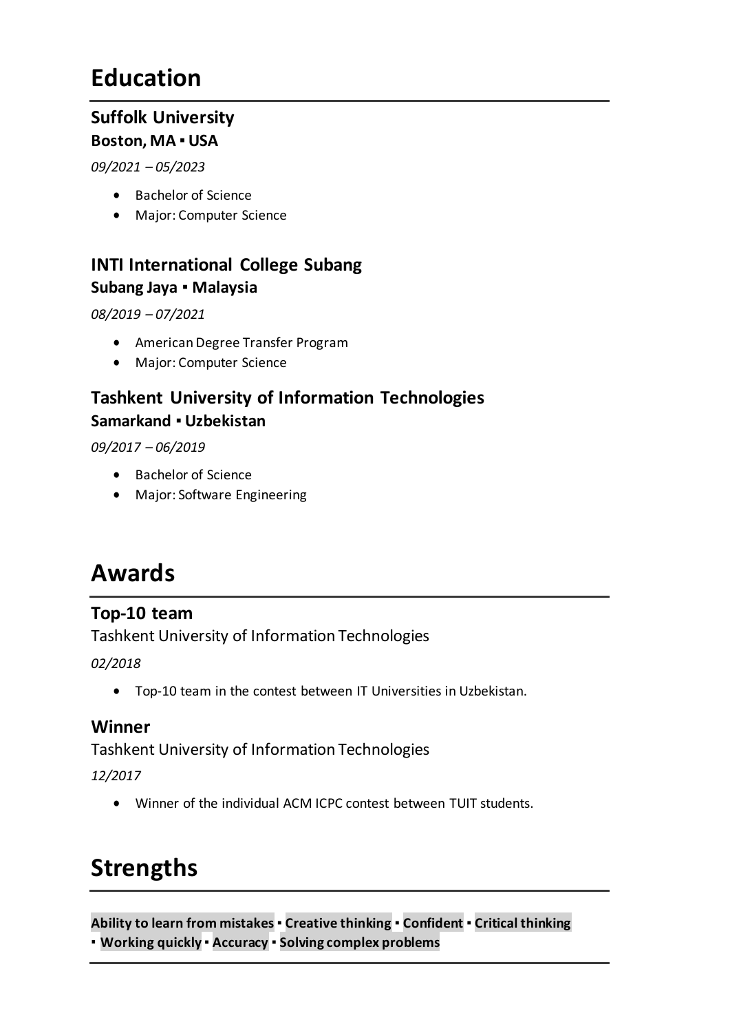# Education

### Suffolk University
**Boston, MA ▪ USA**

*09/2021 – 05/2023*

- Bachelor of Science
- Major: Computer Science

### INTI International College Subang
**Subang Jaya ▪ Malaysia**

*08/2019 – 07/2021*

- American Degree Transfer Program
- Major: Computer Science

### Tashkent University of Information Technologies
**Samarkand ▪ Uzbekistan**

*09/2017 – 06/2019*

- Bachelor of Science
- Major: Software Engineering

# Awards

### Top-10 team
Tashkent University of Information Technologies

*02/2018*

- Top-10 team in the contest between IT Universities in Uzbekistan.

### Winner
Tashkent University of Information Technologies

*12/2017*

- Winner of the individual ACM ICPC contest between TUIT students.

# Strengths

**Ability to learn from mistakes** ▪ **Creative thinking** ▪ **Confident** ▪ **Critical thinking** ▪ **Working quickly** ▪ **Accuracy** ▪ **Solving complex problems**